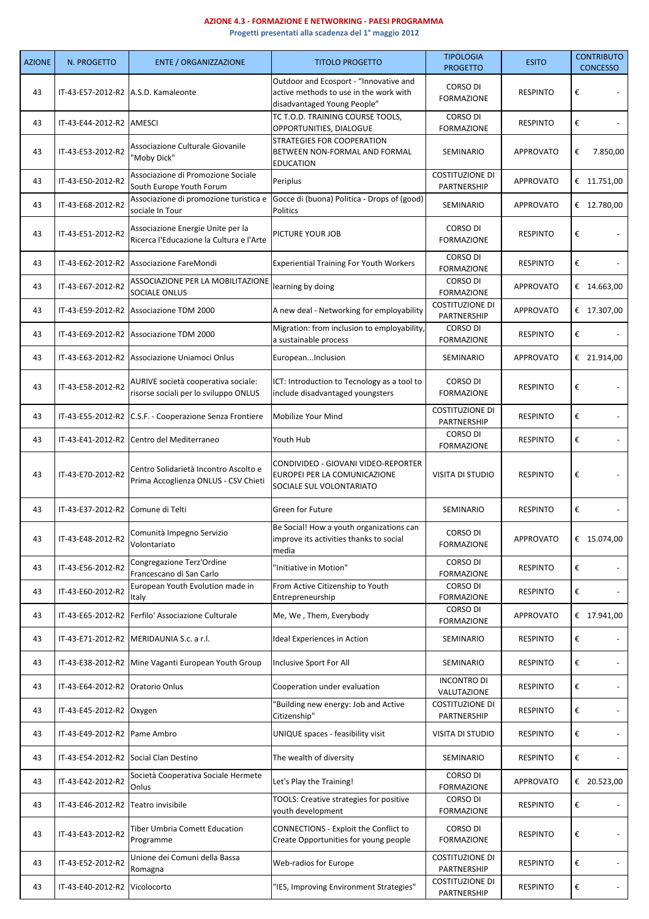**AZIONE 4.3 - FORMAZIONE E NETWORKING - PAESI PROGRAMMA**

**Progetti presentati alla scadenza del 1° maggio 2012**

| AZIONE | N. PROGETTO | ENTE / ORGANIZZAZIONE | TITOLO PROGETTO | TIPOLOGIA PROGETTO | ESITO | CONTRIBUTO CONCESSO |
|---|---|---|---|---|---|---|
| 43 | IT-43-E57-2012-R2 | A.S.D. Kamaleonte | Outdoor and Ecosport - "Innovative and active methods to use in the work with disadvantaged Young People" | CORSO DI FORMAZIONE | RESPINTO | € - |
| 43 | IT-43-E44-2012-R2 | AMESCI | TC T.O.D. TRAINING COURSE TOOLS, OPPORTUNITIES, DIALOGUE | CORSO DI FORMAZIONE | RESPINTO | € - |
| 43 | IT-43-E53-2012-R2 | Associazione Culturale Giovanile "Moby Dick" | STRATEGIES FOR COOPERATION BETWEEN NON-FORMAL AND FORMAL EDUCATION | SEMINARIO | APPROVATO | € 7.850,00 |
| 43 | IT-43-E50-2012-R2 | Associazione di Promozione Sociale South Europe Youth Forum | Periplus | COSTITUZIONE DI PARTNERSHIP | APPROVATO | € 11.751,00 |
| 43 | IT-43-E68-2012-R2 | Associazione di promozione turistica e sociale In Tour | Gocce di (buona) Politica - Drops of (good) Politics | SEMINARIO | APPROVATO | € 12.780,00 |
| 43 | IT-43-E51-2012-R2 | Associazione Energie Unite per la Ricerca l'Educazione la Cultura e l'Arte | PICTURE YOUR JOB | CORSO DI FORMAZIONE | RESPINTO | € - |
| 43 | IT-43-E62-2012-R2 | Associazione FareMondi | Experiential Training For Youth Workers | CORSO DI FORMAZIONE | RESPINTO | € - |
| 43 | IT-43-E67-2012-R2 | ASSOCIAZIONE PER LA MOBILITAZIONE SOCIALE ONLUS | learning by doing | CORSO DI FORMAZIONE | APPROVATO | € 14.663,00 |
| 43 | IT-43-E59-2012-R2 | Associazione TDM 2000 | A new deal - Networking for employability | COSTITUZIONE DI PARTNERSHIP | APPROVATO | € 17.307,00 |
| 43 | IT-43-E69-2012-R2 | Associazione TDM 2000 | Migration: from inclusion to employability, a sustainable process | CORSO DI FORMAZIONE | RESPINTO | € - |
| 43 | IT-43-E63-2012-R2 | Associazione Uniamoci Onlus | European...Inclusion | SEMINARIO | APPROVATO | € 21.914,00 |
| 43 | IT-43-E58-2012-R2 | AURIVE società cooperativa sociale: risorse sociali per lo sviluppo ONLUS | ICT: Introduction to Tecnology as a tool to include disadvantaged youngsters | CORSO DI FORMAZIONE | RESPINTO | € - |
| 43 | IT-43-E55-2012-R2 | C.S.F. - Cooperazione Senza Frontiere | Mobilize Your Mind | COSTITUZIONE DI PARTNERSHIP | RESPINTO | € - |
| 43 | IT-43-E41-2012-R2 | Centro del Mediterraneo | Youth Hub | CORSO DI FORMAZIONE | RESPINTO | € - |
| 43 | IT-43-E70-2012-R2 | Centro Solidarietà Incontro Ascolto e Prima Accoglienza ONLUS - CSV Chieti | CONDIVIDEO - GIOVANI VIDEO-REPORTER EUROPEI PER LA COMUNICAZIONE SOCIALE SUL VOLONTARIATO | VISITA DI STUDIO | RESPINTO | € - |
| 43 | IT-43-E37-2012-R2 | Comune di Telti | Green for Future | SEMINARIO | RESPINTO | € - |
| 43 | IT-43-E48-2012-R2 | Comunità Impegno Servizio Volontariato | Be Social! How a youth organizations can improve its activities thanks to social media | CORSO DI FORMAZIONE | APPROVATO | € 15.074,00 |
| 43 | IT-43-E56-2012-R2 | Congregazione Terz'Ordine Francescano di San Carlo | "Initiative in Motion" | CORSO DI FORMAZIONE | RESPINTO | € - |
| 43 | IT-43-E60-2012-R2 | European Youth Evolution made in Italy | From Active Citizenship to Youth Entrepreneurship | CORSO DI FORMAZIONE | RESPINTO | € - |
| 43 | IT-43-E65-2012-R2 | Ferfilo' Associazione Culturale | Me, We , Them, Everybody | CORSO DI FORMAZIONE | APPROVATO | € 17.941,00 |
| 43 | IT-43-E71-2012-R2 | MERIDAUNIA S.c. a r.l. | Ideal Experiences in Action | SEMINARIO | RESPINTO | € - |
| 43 | IT-43-E38-2012-R2 | Mine Vaganti European Youth Group | Inclusive Sport For All | SEMINARIO | RESPINTO | € - |
| 43 | IT-43-E64-2012-R2 | Oratorio Onlus | Cooperation under evaluation | INCONTRO DI VALUTAZIONE | RESPINTO | € - |
| 43 | IT-43-E45-2012-R2 | Oxygen | "Building new energy: Job and Active Citizenship" | COSTITUZIONE DI PARTNERSHIP | RESPINTO | € - |
| 43 | IT-43-E49-2012-R2 | Pame Ambro | UNIQUE spaces - feasibility visit | VISITA DI STUDIO | RESPINTO | € - |
| 43 | IT-43-E54-2012-R2 | Social Clan Destino | The wealth of diversity | SEMINARIO | RESPINTO | € - |
| 43 | IT-43-E42-2012-R2 | Società Cooperativa Sociale Hermete Onlus | Let's Play the Training! | CORSO DI FORMAZIONE | APPROVATO | € 20.523,00 |
| 43 | IT-43-E46-2012-R2 | Teatro invisibile | TOOLS: Creative strategies for positive youth development | CORSO DI FORMAZIONE | RESPINTO | € - |
| 43 | IT-43-E43-2012-R2 | Tiber Umbria Comett Education Programme | CONNECTIONS - Exploit the Conflict to Create Opportunities for young people | CORSO DI FORMAZIONE | RESPINTO | € - |
| 43 | IT-43-E52-2012-R2 | Unione dei Comuni della Bassa Romagna | Web-radios for Europe | COSTITUZIONE DI PARTNERSHIP | RESPINTO | € - |
| 43 | IT-43-E40-2012-R2 | Vicolocorto | "IES, Improving Environment Strategies" | COSTITUZIONE DI PARTNERSHIP | RESPINTO | € - |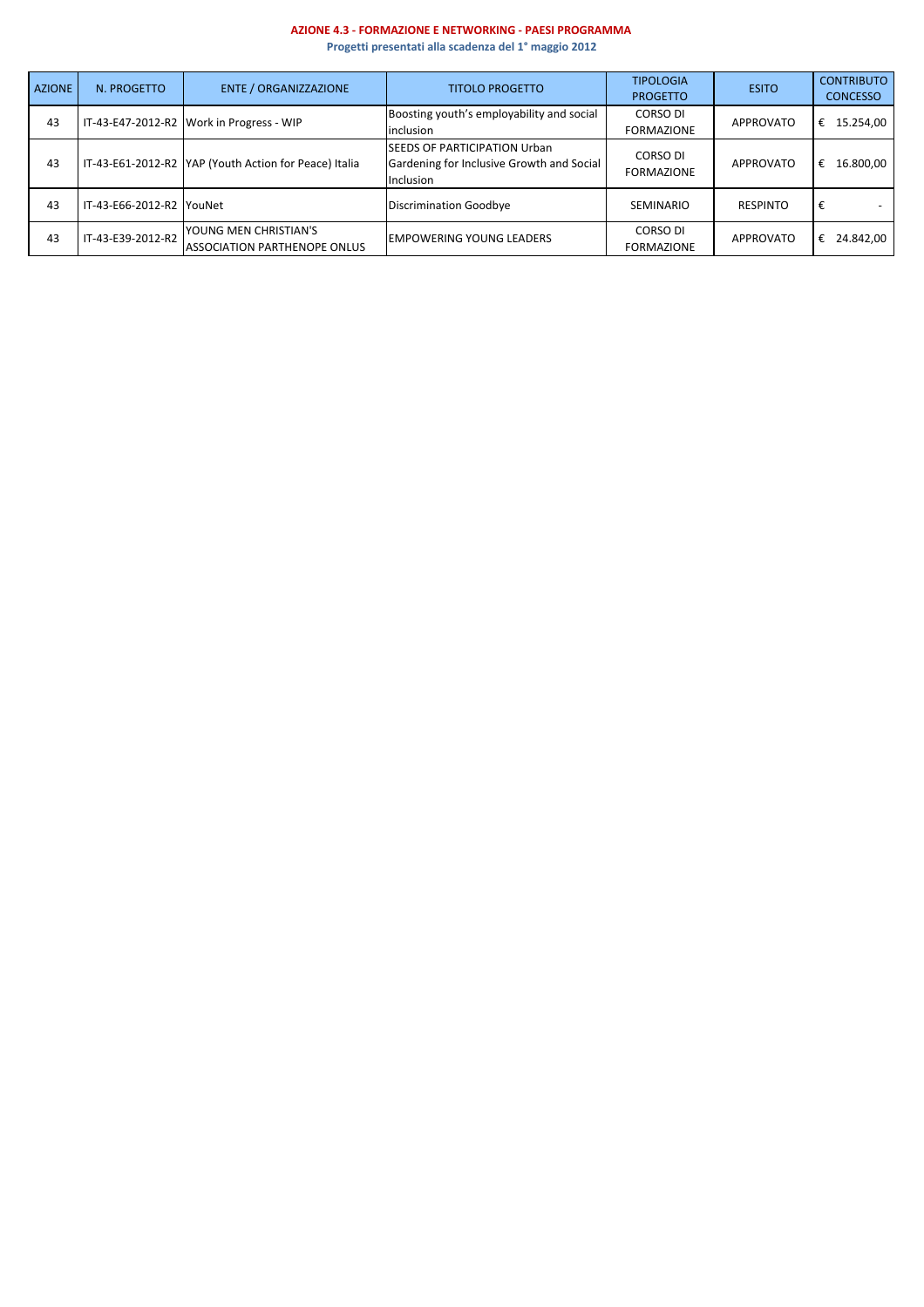**AZIONE 4.3 - FORMAZIONE E NETWORKING - PAESI PROGRAMMA**

**Progetti presentati alla scadenza del 1° maggio 2012**

| AZIONE | N. PROGETTO | ENTE / ORGANIZZAZIONE | TITOLO PROGETTO | TIPOLOGIA PROGETTO | ESITO | CONTRIBUTO CONCESSO |
|---|---|---|---|---|---|---|
| 43 | IT-43-E47-2012-R2 | Work in Progress - WIP | Boosting youth's employability and social inclusion | CORSO DI FORMAZIONE | APPROVATO | € 15.254,00 |
| 43 | IT-43-E61-2012-R2 | YAP (Youth Action for Peace) Italia | SEEDS OF PARTICIPATION Urban Gardening for Inclusive Growth and Social Inclusion | CORSO DI FORMAZIONE | APPROVATO | € 16.800,00 |
| 43 | IT-43-E66-2012-R2 | YouNet | Discrimination Goodbye | SEMINARIO | RESPINTO | € - |
| 43 | IT-43-E39-2012-R2 | YOUNG MEN CHRISTIAN'S ASSOCIATION PARTHENOPE ONLUS | EMPOWERING YOUNG LEADERS | CORSO DI FORMAZIONE | APPROVATO | € 24.842,00 |